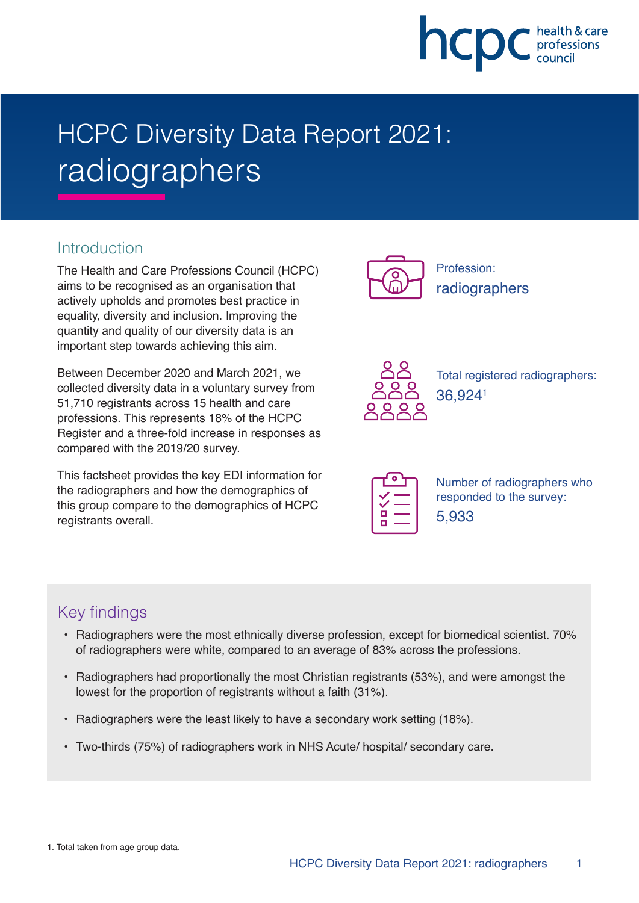# HCPC Diversity Data Report 2021: radiographers

## Introduction

The Health and Care Professions Council (HCPC) aims to be recognised as an organisation that actively upholds and promotes best practice in equality, diversity and inclusion. Improving the quantity and quality of our diversity data is an important step towards achieving this aim.

Between December 2020 and March 2021, we collected diversity data in a voluntary survey from 51,710 registrants across 15 health and care professions. This represents 18% of the HCPC Register and a three-fold increase in responses as compared with the 2019/20 survey.

This factsheet provides the key EDI information for the radiographers and how the demographics of this group compare to the demographics of HCPC registrants overall.

Profession:
radiographers

Total registered radiographers:
36,924[1]

Number of radiographers who responded to the survey:
5,933

## Key findings

- Radiographers were the most ethnically diverse profession, except for biomedical scientist. 70% of radiographers were white, compared to an average of 83% across the professions.
- Radiographers had proportionally the most Christian registrants (53%), and were amongst the lowest for the proportion of registrants without a faith (31%).
- Radiographers were the least likely to have a secondary work setting (18%).
- Two-thirds (75%) of radiographers work in NHS Acute/ hospital/ secondary care.

1. Total taken from age group data.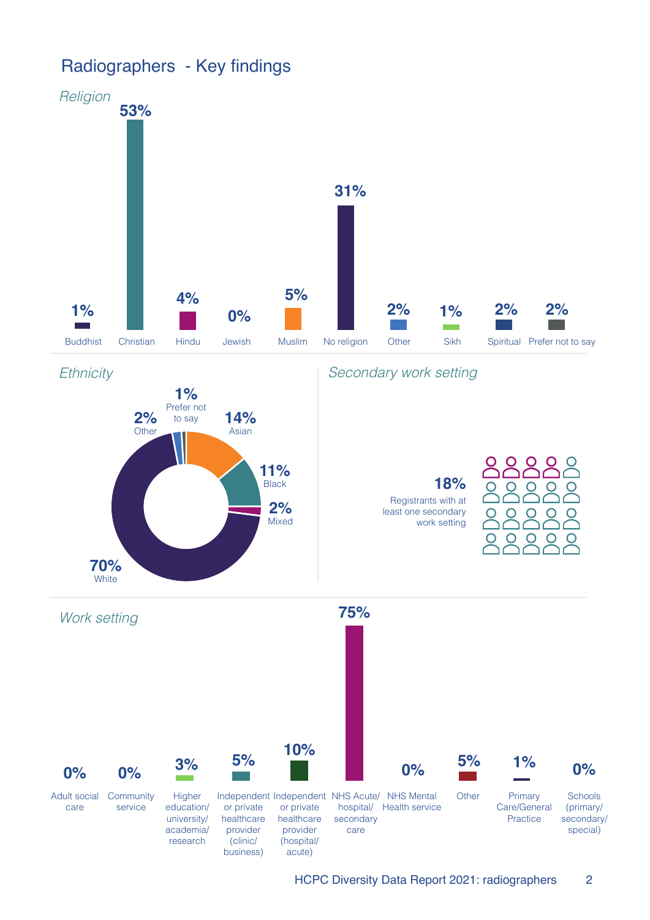# Radiographers - Key findings

*Religion*

| Religion | % |
|---|---|
| Buddhist | 1% |
| Christian | 53% |
| Hindu | 4% |
| Jewish | 0% |
| Muslim | 5% |
| No religion | 31% |
| Other | 2% |
| Sikh | 1% |
| Spiritual | 2% |
| Prefer not to say | 2% |

*Ethnicity*

| Ethnicity | % |
|---|---|
| Asian | 14% |
| Black | 11% |
| Mixed | 2% |
| White | 70% |
| Other | 2% |
| Prefer not to say | 1% |

*Secondary work setting*

**18%** Registrants with at least one secondary work setting

*Work setting*

| Work setting | % |
|---|---|
| Adult social care | 0% |
| Community service | 0% |
| Higher education/ university/ academia/ research | 3% |
| Independent or private healthcare provider (clinic/ business) | 5% |
| Independent or private healthcare provider (hospital/ acute) | 10% |
| NHS Acute/ hospital/ secondary care | 75% |
| NHS Mental Health service | 0% |
| Other | 5% |
| Primary Care/General Practice | 1% |
| Schools (primary/ secondary/ special) | 0% |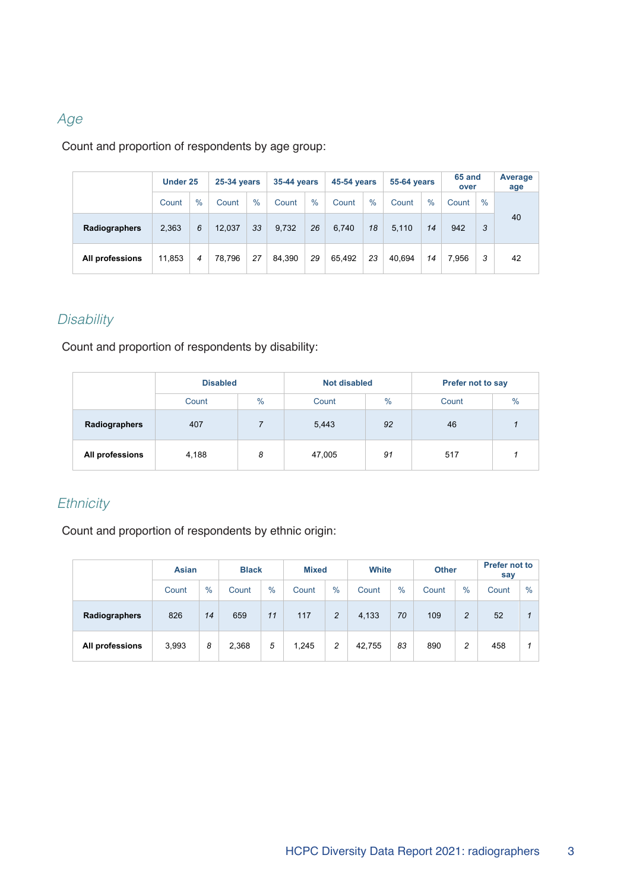## Age

Count and proportion of respondents by age group:

| | Under 25 | | 25-34 years | | 35-44 years | | 45-54 years | | 55-64 years | | 65 and over | | Average age |
|---|---|---|---|---|---|---|---|---|---|---|---|---|---|
| | Count | % | Count | % | Count | % | Count | % | Count | % | Count | % | |
| **Radiographers** | 2,363 | *6* | 12,037 | *33* | 9,732 | *26* | 6,740 | *18* | 5,110 | *14* | 942 | *3* | 40 |
| **All professions** | 11,853 | *4* | 78,796 | *27* | 84,390 | *29* | 65,492 | *23* | 40,694 | *14* | 7,956 | *3* | 42 |

## Disability

Count and proportion of respondents by disability:

| | Disabled | | Not disabled | | Prefer not to say | |
|---|---|---|---|---|---|---|
| | Count | % | Count | % | Count | % |
| **Radiographers** | 407 | *7* | 5,443 | *92* | 46 | *1* |
| **All professions** | 4,188 | *8* | 47,005 | *91* | 517 | *1* |

## Ethnicity

Count and proportion of respondents by ethnic origin:

| | Asian | | Black | | Mixed | | White | | Other | | Prefer not to say | |
|---|---|---|---|---|---|---|---|---|---|---|---|---|
| | Count | % | Count | % | Count | % | Count | % | Count | % | Count | % |
| **Radiographers** | 826 | *14* | 659 | *11* | 117 | *2* | 4,133 | *70* | 109 | *2* | 52 | *1* |
| **All professions** | 3,993 | *8* | 2,368 | *5* | 1,245 | *2* | 42,755 | *83* | 890 | *2* | 458 | *1* |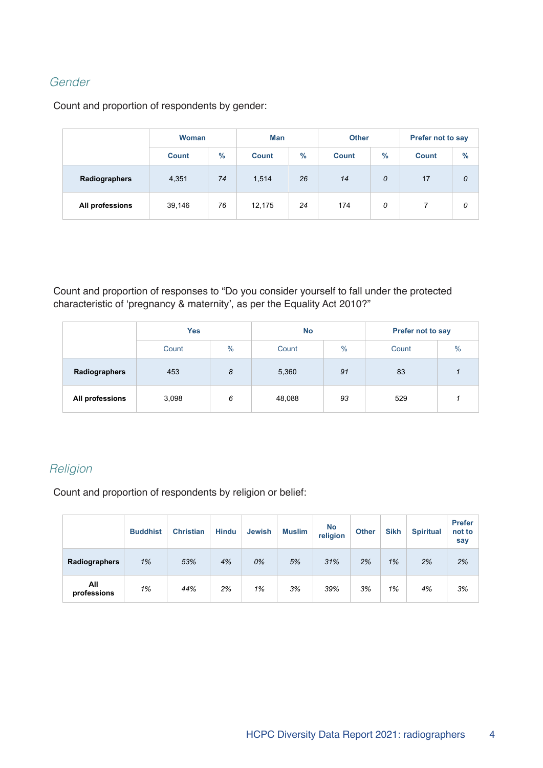## Gender

Count and proportion of respondents by gender:

| | Woman | | Man | | Other | | Prefer not to say | |
|---|---|---|---|---|---|---|---|---|
| | Count | % | Count | % | Count | % | Count | % |
| **Radiographers** | 4,351 | *74* | 1,514 | *26* | *14* | *0* | 17 | *0* |
| **All professions** | 39,146 | *76* | 12,175 | *24* | 174 | *0* | 7 | *0* |

Count and proportion of responses to "Do you consider yourself to fall under the protected characteristic of 'pregnancy & maternity', as per the Equality Act 2010?"

| | Yes | | No | | Prefer not to say | |
|---|---|---|---|---|---|---|
| | Count | % | Count | % | Count | % |
| **Radiographers** | 453 | *8* | 5,360 | *91* | 83 | *1* |
| **All professions** | 3,098 | *6* | 48,088 | *93* | 529 | *1* |

## Religion

Count and proportion of respondents by religion or belief:

| | Buddhist | Christian | Hindu | Jewish | Muslim | No religion | Other | Sikh | Spiritual | Prefer not to say |
|---|---|---|---|---|---|---|---|---|---|---|
| **Radiographers** | *1%* | *53%* | *4%* | *0%* | *5%* | *31%* | *2%* | *1%* | *2%* | *2%* |
| **All professions** | *1%* | *44%* | *2%* | *1%* | *3%* | *39%* | *3%* | *1%* | *4%* | *3%* |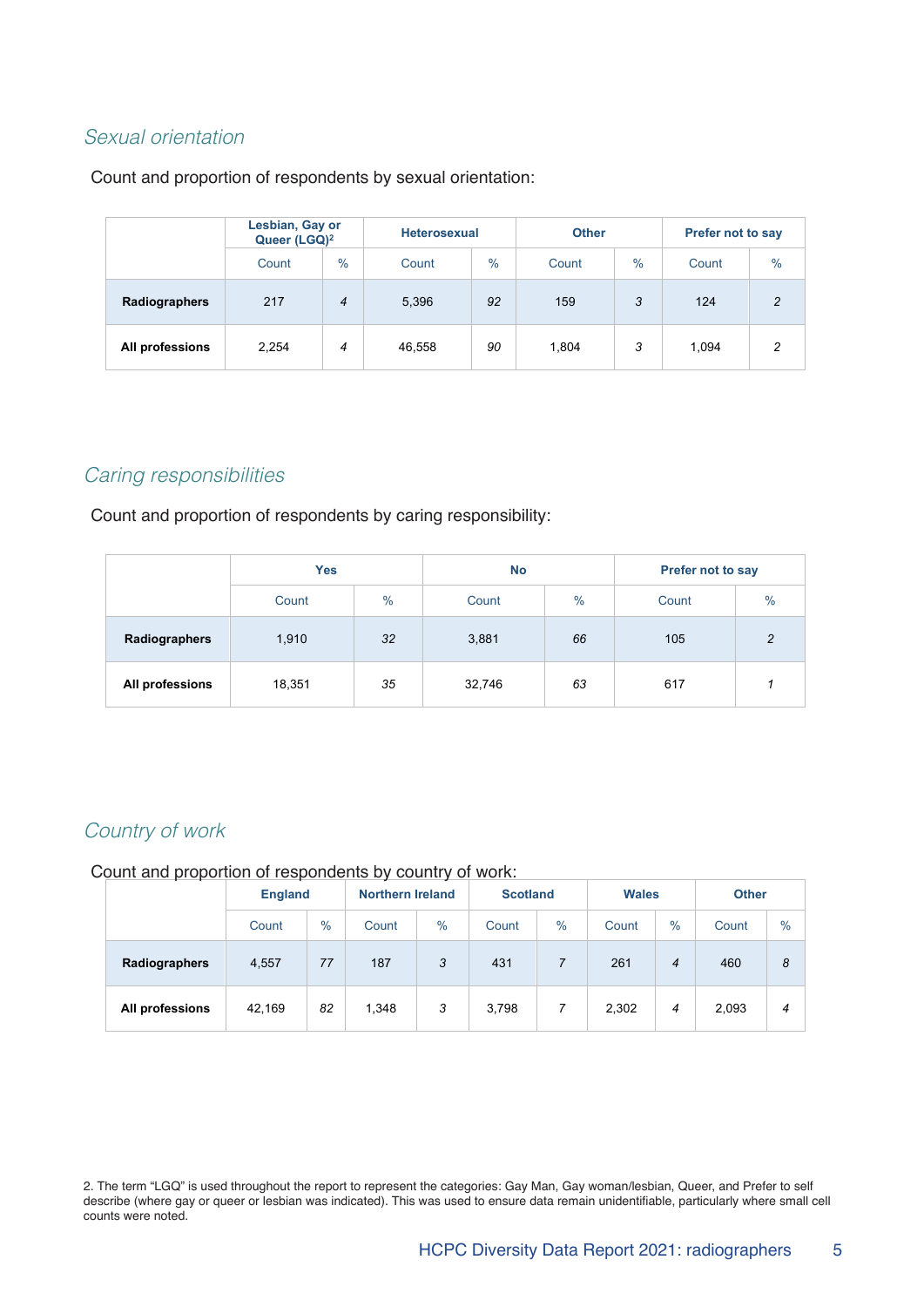### *Sexual orientation*

Count and proportion of respondents by sexual orientation:

| | Lesbian, Gay or Queer (LGQ)[2] | | Heterosexual | | Other | | Prefer not to say | |
|---|---|---|---|---|---|---|---|---|
| | Count | % | Count | % | Count | % | Count | % |
| **Radiographers** | 217 | *4* | 5,396 | *92* | 159 | *3* | 124 | *2* |
| **All professions** | 2,254 | *4* | 46,558 | *90* | 1,804 | *3* | 1,094 | *2* |

### *Caring responsibilities*

Count and proportion of respondents by caring responsibility:

| | Yes | | No | | Prefer not to say | |
|---|---|---|---|---|---|---|
| | Count | % | Count | % | Count | % |
| **Radiographers** | 1,910 | *32* | 3,881 | *66* | 105 | *2* |
| **All professions** | 18,351 | *35* | 32,746 | *63* | 617 | *1* |

### *Country of work*

Count and proportion of respondents by country of work:

| | England | | Northern Ireland | | Scotland | | Wales | | Other | |
|---|---|---|---|---|---|---|---|---|---|---|
| | Count | % | Count | % | Count | % | Count | % | Count | % |
| **Radiographers** | 4,557 | *77* | 187 | *3* | 431 | *7* | 261 | *4* | 460 | *8* |
| **All professions** | 42,169 | *82* | 1,348 | *3* | 3,798 | *7* | 2,302 | *4* | 2,093 | *4* |

2. The term "LGQ" is used throughout the report to represent the categories: Gay Man, Gay woman/lesbian, Queer, and Prefer to self describe (where gay or queer or lesbian was indicated). This was used to ensure data remain unidentifiable, particularly where small cell counts were noted.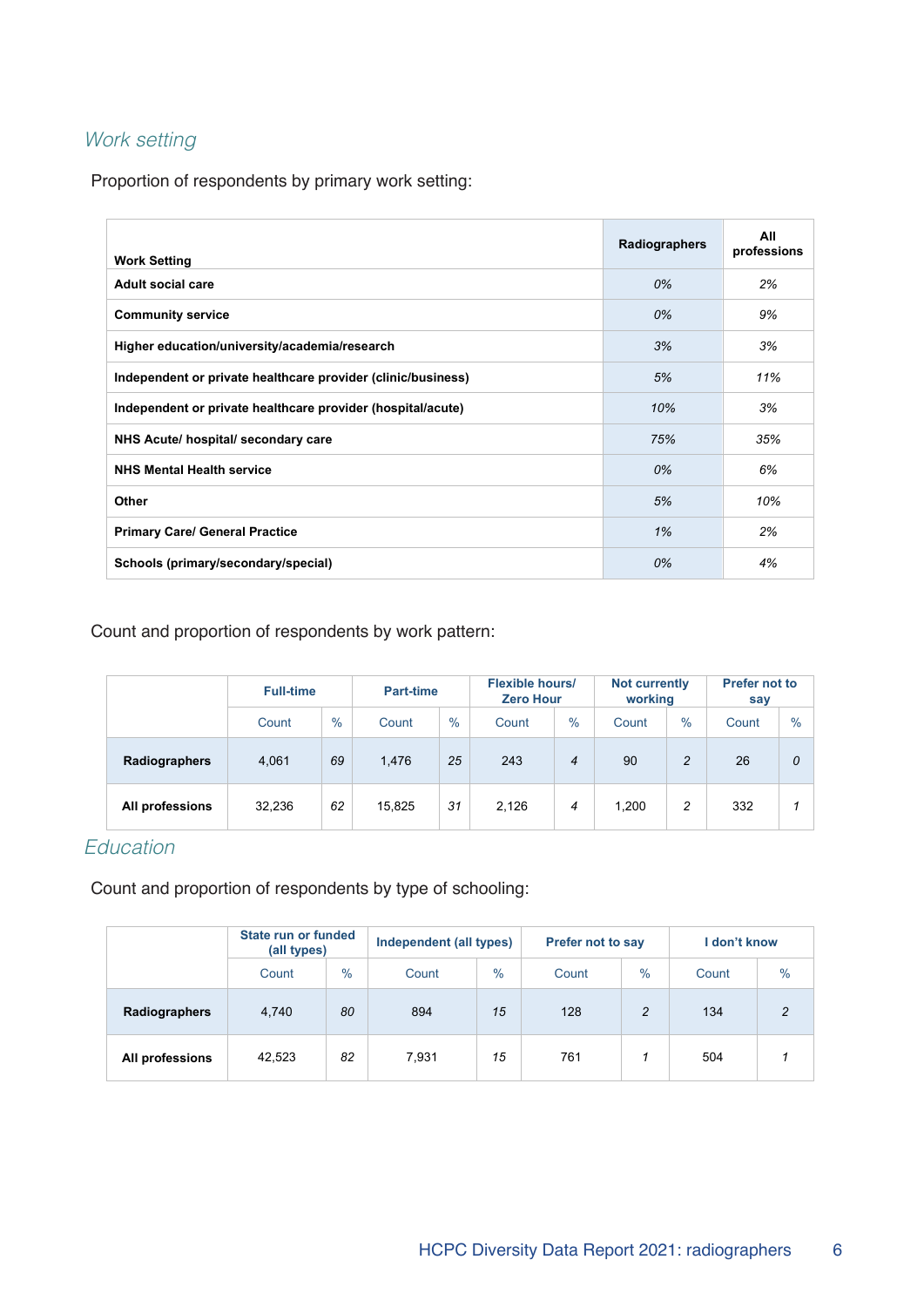## *Work setting*

Proportion of respondents by primary work setting:

| Work Setting | Radiographers | All professions |
|---|---|---|
| Adult social care | 0% | 2% |
| Community service | 0% | 9% |
| Higher education/university/academia/research | 3% | 3% |
| Independent or private healthcare provider (clinic/business) | 5% | 11% |
| Independent or private healthcare provider (hospital/acute) | 10% | 3% |
| NHS Acute/ hospital/ secondary care | 75% | 35% |
| NHS Mental Health service | 0% | 6% |
| Other | 5% | 10% |
| Primary Care/ General Practice | 1% | 2% |
| Schools (primary/secondary/special) | 0% | 4% |

Count and proportion of respondents by work pattern:

| | Full-time | | Part-time | | Flexible hours/ Zero Hour | | Not currently working | | Prefer not to say | |
|---|---|---|---|---|---|---|---|---|---|---|
| | Count | % | Count | % | Count | % | Count | % | Count | % |
| Radiographers | 4,061 | 69 | 1,476 | 25 | 243 | 4 | 90 | 2 | 26 | 0 |
| All professions | 32,236 | 62 | 15,825 | 31 | 2,126 | 4 | 1,200 | 2 | 332 | 1 |

## *Education*

Count and proportion of respondents by type of schooling:

| | State run or funded (all types) | | Independent (all types) | | Prefer not to say | | I don't know | |
|---|---|---|---|---|---|---|---|---|
| | Count | % | Count | % | Count | % | Count | % |
| Radiographers | 4,740 | 80 | 894 | 15 | 128 | 2 | 134 | 2 |
| All professions | 42,523 | 82 | 7,931 | 15 | 761 | 1 | 504 | 1 |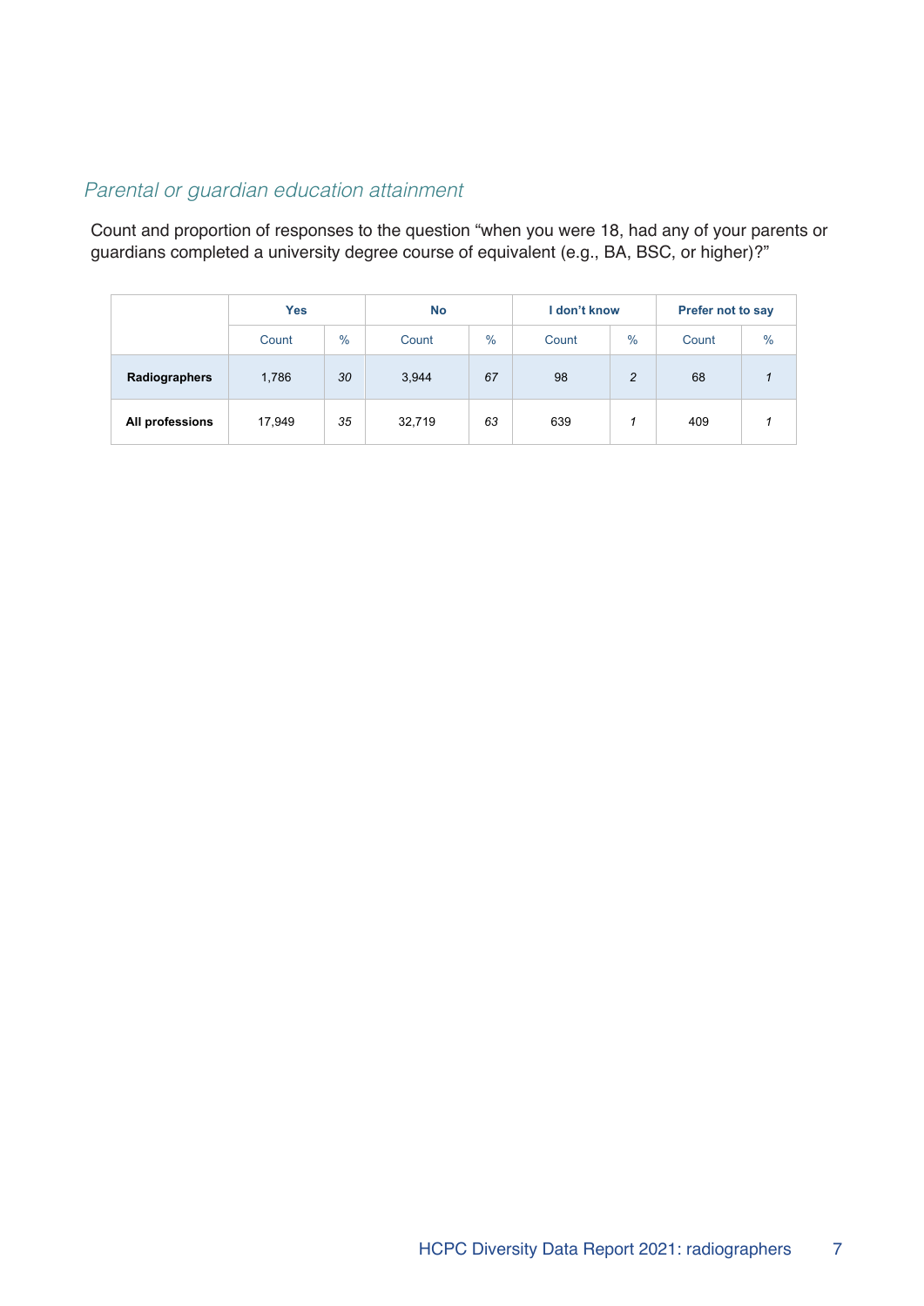### *Parental or guardian education attainment*

Count and proportion of responses to the question “when you were 18, had any of your parents or guardians completed a university degree course of equivalent (e.g., BA, BSC, or higher)?”

| | Yes | | No | | I don’t know | | Prefer not to say | |
|---|---|---|---|---|---|---|---|---|
| | Count | % | Count | % | Count | % | Count | % |
| **Radiographers** | 1,786 | *30* | 3,944 | *67* | 98 | *2* | 68 | *1* |
| **All professions** | 17,949 | *35* | 32,719 | *63* | 639 | *1* | 409 | *1* |